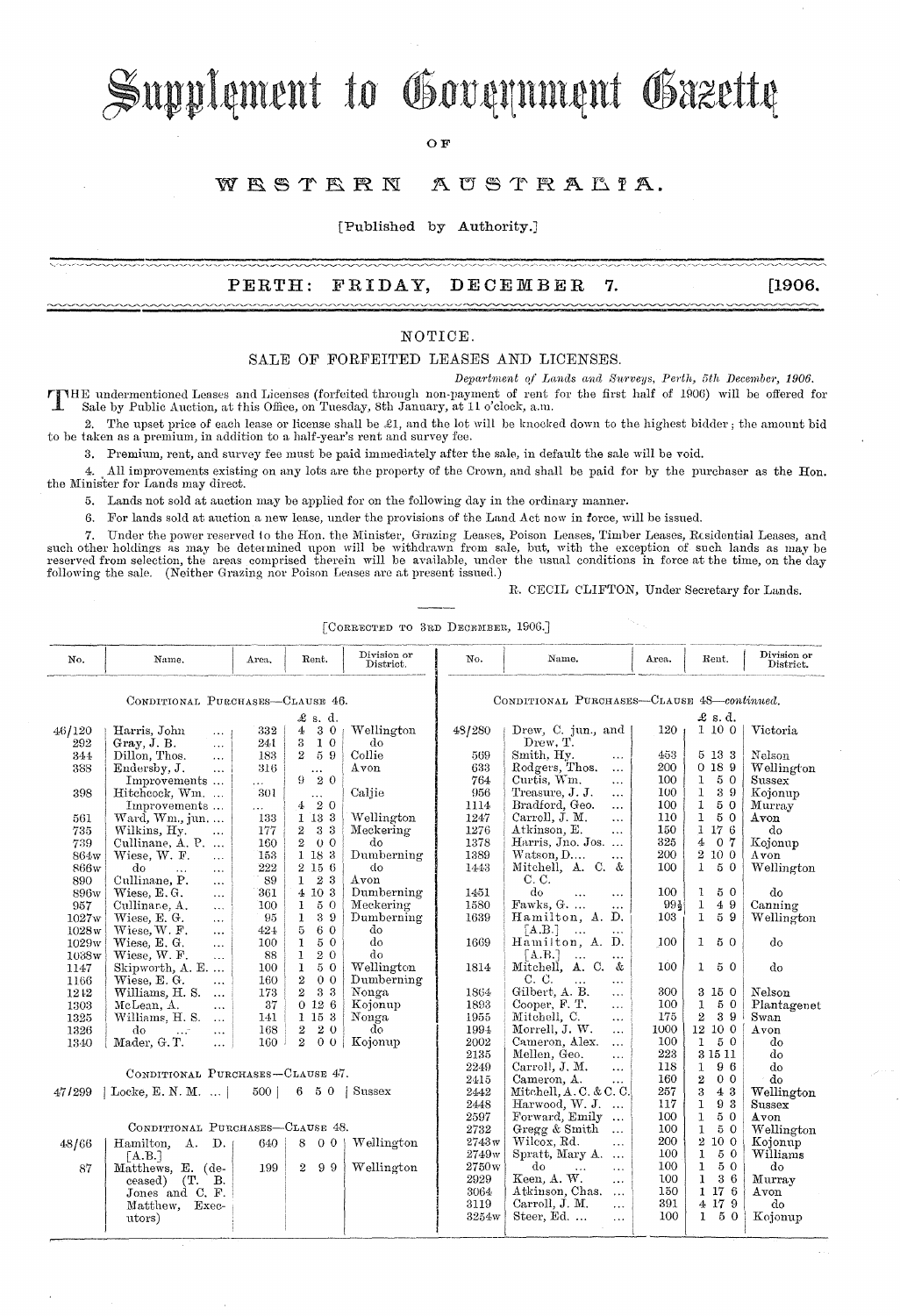# Supplement to Government Gazette

OF

# WESTERN AUSTRALIA.

[Published by Authority.]

**PERTH: FRIDAY, DECEMBER 7. [1906.**

## NOTICE.

## SALE OF FORFEITED LEASES AND LICENSES.

*Department of Lands and Surveys, Perth, 5th December, 1906.*

THE undermentioned Leases and Licenses (forfeited through non-payment of rent for the first half of 1906) will be offered for Sale by Public Auction, at this Office, on Tuesday, 8th January, at 11 o'clock, a.m.

2. The upset price of each lease or license shall be £1, and the lot will be knocked down to the highest bidder; the amount bid to be taken as a premium, in addition to a half-year's rent and survey fee.

3. Premium, rent, and survey fee must be paid immediately after the sale, in default the sale will be void.

4. All improvements existing on any lots are the property of the Crown, and shall be paid for by the purchaser as the Hon. the Minister for Lands may direct.

5. Lands not sold at auction may be applied for on the following day in the ordinary manner.

6. For lands sold at auction a new lease, under the provisions of the Land Act now in force, will be issued.

7. Under the power reserved to the Hon. the Minister, Grazing Leases, Poison Leases, Timber Leases, Residential Leases, and such other holdings as may be determined upon will be withdrawn from sale, but, with the exception of such lands as may be reserved from selection, the areas comprised therein will be available, under the usual conditions in force at the time, on the day following the sale. (Neither Grazing nor Poison Leases are at present issued.)

R. CECIL CLIFTON, Under Secretary for Lands.

[CORRECTED TO 3RD DECEMBER, 1906.]

| No. | Name. | Area. | Rent. | Division or District. |
|---|---|---|---|---|
| | CONDITIONAL PURCHASES—CLAUSE 46. | | £ s. d. | |
| 46/120 | Harris, John | 332 | 4 3 0 | Wellington |
| 292 | Gray, J. B. | 241 | 3 1 0 | do |
| 344 | Dillon, Thos. | 183 | 2 5 9 | Collie |
| 388 | Endersby, J. | 316 | ... | Avon |
| | Improvements ... | ... | 9 2 0 | |
| 398 | Hitchcock, Wm. | 301 | ... | Caljie |
| | Improvements ... | ... | 4 2 0 | |
| 561 | Ward, Wm., jun. | 133 | 1 13 3 | Wellington |
| 735 | Wilkins, Hy. | 177 | 2 3 3 | Meckering |
| 739 | Cullinane, A. P. | 160 | 2 0 0 | do |
| 864w | Wiese, W. F. | 153 | 1 18 3 | Dumberning |
| 866w | do | 222 | 2 15 6 | do |
| 890 | Cullinane, P. | 89 | 1 2 3 | Avon |
| 896w | Wiese, E. G. | 361 | 4 10 3 | Dumberning |
| 957 | Cullinane, A. | 100 | 1 5 0 | Meckering |
| 1027w | Wiese, E. G. | 95 | 1 3 9 | Dumberning |
| 1028w | Wiese, W. F. | 424 | 5 6 0 | do |
| 1029w | Wiese, E. G. | 100 | 1 5 0 | do |
| 1038w | Wiese, W. F. | 88 | 1 2 0 | do |
| 1147 | Skipworth, A. E. | 100 | 1 5 0 | Wellington |
| 1166 | Wiese, E. G. | 160 | 2 0 0 | Dumberning |
| 1212 | Williams, H. S. | 173 | 2 3 3 | Nonga |
| 1303 | McLean, A. | 37 | 0 12 6 | Kojonup |
| 1325 | Williams, H. S. | 141 | 1 15 3 | Nonga |
| 1326 | do | 168 | 2 2 0 | do |
| 1340 | Mader, G. T. | 160 | 2 0 0 | Kojonup |
| | CONDITIONAL PURCHASES—CLAUSE 47. | | | |
| 47/299 | Locke, E. N. M. | 500 | 6 5 0 | Sussex |
| | CONDITIONAL PURCHASES—CLAUSE 48. | | | |
| 48/66 | Hamilton, A. D. [A.B.] | 640 | 8 0 0 | Wellington |
| 87 | Matthews, E. (deceased) (T. B. Jones and C. F. Matthew, Executors) | 199 | 2 9 9 | Wellington |
| | CONDITIONAL PURCHASES—CLAUSE 48—*continued.* | | £ s. d. | |
| 48/280 | Drew, C. jun., and Drew, T. | 120 | 1 10 0 | Victoria |
| 569 | Smith, Hy. | 453 | 5 13 3 | Nelson |
| 633 | Rodgers, Thos. | 200 | 0 18 9 | Wellington |
| 764 | Curtis, Wm. | 100 | 1 5 0 | Sussex |
| 956 | Treasure, J. J. | 100 | 1 3 9 | Kojonup |
| 1114 | Bradford, Geo. | 100 | 1 5 0 | Murray |
| 1247 | Carroll, J. M. | 110 | 1 5 0 | Avon |
| 1276 | Atkinson, E. | 150 | 1 17 6 | do |
| 1378 | Harris, Jno. Jos. | 325 | 4 0 7 | Kojonup |
| 1389 | Watson, D. | 200 | 2 10 0 | Avon |
| 1443 | Mitchell, A. C. & C. C. | 100 | 1 5 0 | Wellington |
| 1451 | do | 100 | 1 5 0 | do |
| 1580 | Fawks, G. | 99½ | 1 4 9 | Canning |
| 1639 | Hamilton, A. D. [A.B.] | 103 | 1 5 9 | Wellington |
| 1669 | Hamilton, A. D. [A.B.] | 100 | 1 5 0 | do |
| 1814 | Mitchell, A. C. & C. C. | 100 | 1 5 0 | do |
| 1864 | Gilbert, A. B. | 300 | 3 15 0 | Nelson |
| 1893 | Cooper, F. T. | 100 | 1 5 0 | Plantagenet |
| 1955 | Mitchell, C. | 175 | 2 3 9 | Swan |
| 1994 | Morrell, J. W. | 1000 | 12 10 0 | Avon |
| 2002 | Cameron, Alex. | 100 | 1 5 0 | do |
| 2135 | Mellen, Geo. | 223 | 3 15 11 | do |
| 2249 | Carroll, J. M. | 118 | 1 9 6 | do |
| 2415 | Cameron, A. | 160 | 2 0 0 | do |
| 2442 | Mitchell, A. C. & C. C. | 257 | 3 4 3 | Wellington |
| 2448 | Harwood, W. J. | 117 | 1 9 3 | Sussex |
| 2597 | Forward, Emily | 100 | 1 5 0 | Avon |
| 2732 | Gregg & Smith | 100 | 1 5 0 | Wellington |
| 2743w | Wilcox, Ed. | 200 | 2 10 0 | Kojonup |
| 2749w | Spratt, Mary A. | 100 | 1 5 0 | Williams |
| 2750w | do | 100 | 1 5 0 | do |
| 2929 | Keen, A. W. | 100 | 1 3 6 | Murray |
| 3064 | Atkinson, Chas. | 150 | 1 17 6 | Avon |
| 3119 | Carroll, J. M. | 391 | 4 17 9 | do |
| 3254w | Steer, Ed. | 100 | 1 5 0 | Kojonup |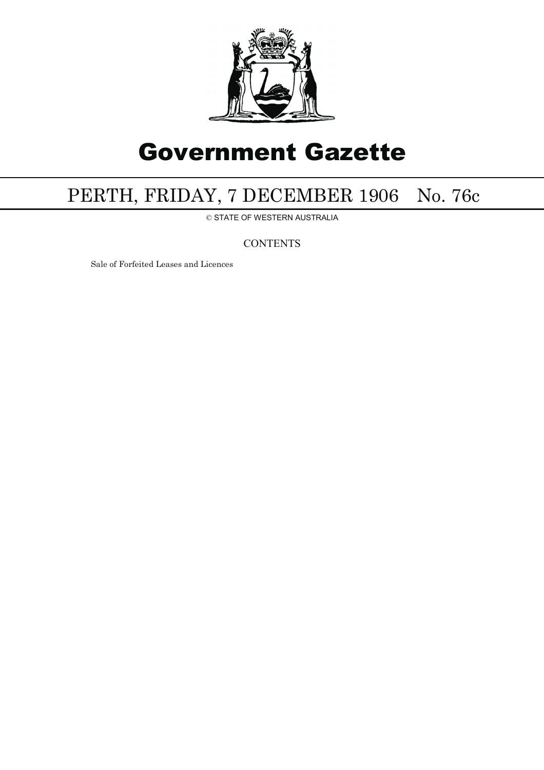# Government Gazette

## PERTH, FRIDAY, 7 DECEMBER 1906 No. 76c

© STATE OF WESTERN AUSTRALIA

CONTENTS

Sale of Forfeited Leases and Licences